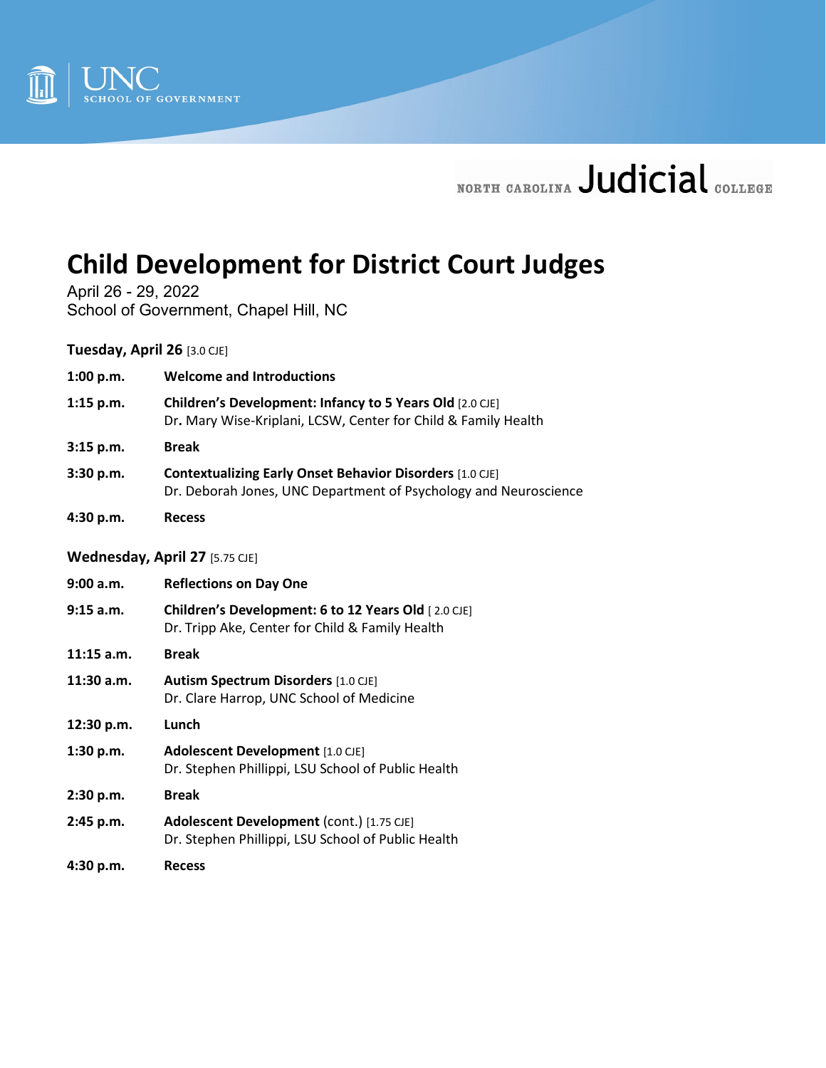UNC SCHOOL OF GOVERNMENT

NORTH CAROLINA Judicial COLLEGE

# Child Development for District Court Judges

April 26 - 29, 2022
School of Government, Chapel Hill, NC

**Tuesday, April 26** [3.0 CJE]

| | |
|---|---|
| **1:00 p.m.** | **Welcome and Introductions** |
| **1:15 p.m.** | **Children's Development: Infancy to 5 Years Old** [2.0 CJE]<br>Dr. Mary Wise-Kriplani, LCSW, Center for Child & Family Health |
| **3:15 p.m.** | **Break** |
| **3:30 p.m.** | **Contextualizing Early Onset Behavior Disorders** [1.0 CJE]<br>Dr. Deborah Jones, UNC Department of Psychology and Neuroscience |
| **4:30 p.m.** | **Recess** |

**Wednesday, April 27** [5.75 CJE]

| | |
|---|---|
| **9:00 a.m.** | **Reflections on Day One** |
| **9:15 a.m.** | **Children's Development: 6 to 12 Years Old** [ 2.0 CJE]<br>Dr. Tripp Ake, Center for Child & Family Health |
| **11:15 a.m.** | **Break** |
| **11:30 a.m.** | **Autism Spectrum Disorders** [1.0 CJE]<br>Dr. Clare Harrop, UNC School of Medicine |
| **12:30 p.m.** | **Lunch** |
| **1:30 p.m.** | **Adolescent Development** [1.0 CJE]<br>Dr. Stephen Phillippi, LSU School of Public Health |
| **2:30 p.m.** | **Break** |
| **2:45 p.m.** | **Adolescent Development** (cont.) [1.75 CJE]<br>Dr. Stephen Phillippi, LSU School of Public Health |
| **4:30 p.m.** | **Recess** |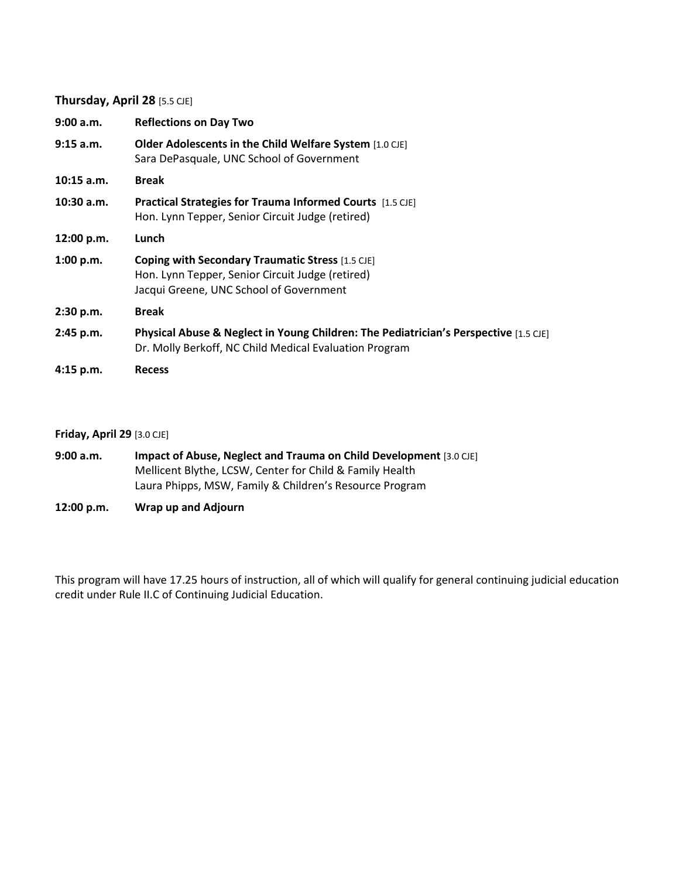**Thursday, April 28** [5.5 CJE]

| | |
|---|---|
| **9:00 a.m.** | **Reflections on Day Two** |
| **9:15 a.m.** | **Older Adolescents in the Child Welfare System** [1.0 CJE]<br>Sara DePasquale, UNC School of Government |
| **10:15 a.m.** | **Break** |
| **10:30 a.m.** | **Practical Strategies for Trauma Informed Courts** [1.5 CJE]<br>Hon. Lynn Tepper, Senior Circuit Judge (retired) |
| **12:00 p.m.** | **Lunch** |
| **1:00 p.m.** | **Coping with Secondary Traumatic Stress** [1.5 CJE]<br>Hon. Lynn Tepper, Senior Circuit Judge (retired)<br>Jacqui Greene, UNC School of Government |
| **2:30 p.m.** | **Break** |
| **2:45 p.m.** | **Physical Abuse & Neglect in Young Children: The Pediatrician's Perspective** [1.5 CJE]<br>Dr. Molly Berkoff, NC Child Medical Evaluation Program |
| **4:15 p.m.** | **Recess** |

**Friday, April 29** [3.0 CJE]

| | |
|---|---|
| **9:00 a.m.** | **Impact of Abuse, Neglect and Trauma on Child Development** [3.0 CJE]<br>Mellicent Blythe, LCSW, Center for Child & Family Health<br>Laura Phipps, MSW, Family & Children's Resource Program |
| **12:00 p.m.** | **Wrap up and Adjourn** |

This program will have 17.25 hours of instruction, all of which will qualify for general continuing judicial education credit under Rule II.C of Continuing Judicial Education.